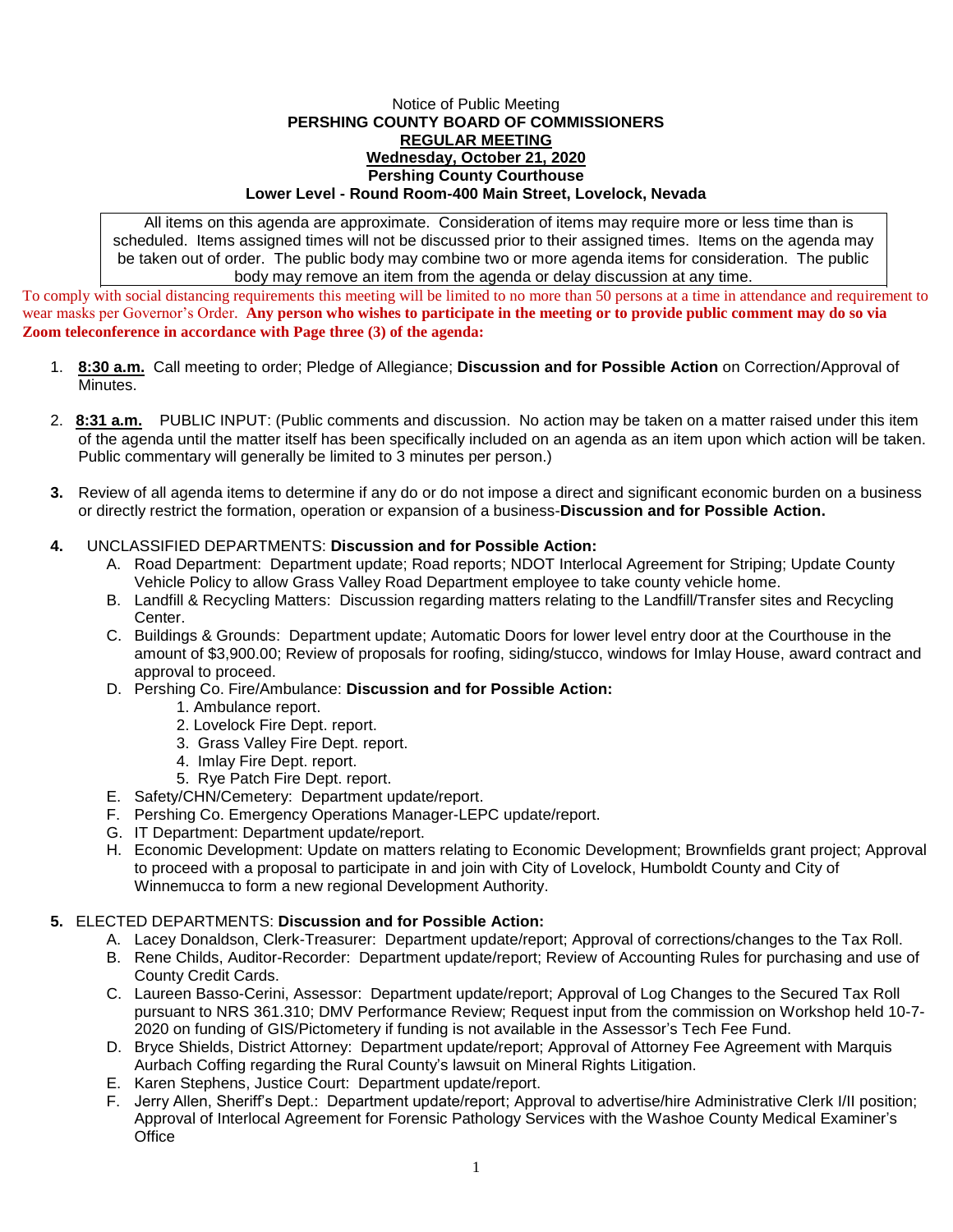Notice of Public Meeting

**PERSHING COUNTY BOARD OF COMMISSIONERS**

**REGULAR MEETING**

**Wednesday, October 21, 2020**

**Pershing County Courthouse**

**Lower Level - Round Room-400 Main Street, Lovelock, Nevada**

All items on this agenda are approximate. Consideration of items may require more or less time than is scheduled. Items assigned times will not be discussed prior to their assigned times. Items on the agenda may be taken out of order. The public body may combine two or more agenda items for consideration. The public body may remove an item from the agenda or delay discussion at any time.

To comply with social distancing requirements this meeting will be limited to no more than 50 persons at a time in attendance and requirement to wear masks per Governor's Order. **Any person who wishes to participate in the meeting or to provide public comment may do so via Zoom teleconference in accordance with Page three (3) of the agenda:**

1. **8:30 a.m.** Call meeting to order; Pledge of Allegiance; **Discussion and for Possible Action** on Correction/Approval of Minutes.

2. **8:31 a.m.** PUBLIC INPUT: (Public comments and discussion. No action may be taken on a matter raised under this item of the agenda until the matter itself has been specifically included on an agenda as an item upon which action will be taken. Public commentary will generally be limited to 3 minutes per person.)

3. Review of all agenda items to determine if any do or do not impose a direct and significant economic burden on a business or directly restrict the formation, operation or expansion of a business-**Discussion and for Possible Action.**

4. UNCLASSIFIED DEPARTMENTS: **Discussion and for Possible Action:**
   A. Road Department: Department update; Road reports; NDOT Interlocal Agreement for Striping; Update County Vehicle Policy to allow Grass Valley Road Department employee to take county vehicle home.
   B. Landfill & Recycling Matters: Discussion regarding matters relating to the Landfill/Transfer sites and Recycling Center.
   C. Buildings & Grounds: Department update; Automatic Doors for lower level entry door at the Courthouse in the amount of $3,900.00; Review of proposals for roofing, siding/stucco, windows for Imlay House, award contract and approval to proceed.
   D. Pershing Co. Fire/Ambulance: **Discussion and for Possible Action:**
      1. Ambulance report.
      2. Lovelock Fire Dept. report.
      3. Grass Valley Fire Dept. report.
      4. Imlay Fire Dept. report.
      5. Rye Patch Fire Dept. report.
   E. Safety/CHN/Cemetery: Department update/report.
   F. Pershing Co. Emergency Operations Manager-LEPC update/report.
   G. IT Department: Department update/report.
   H. Economic Development: Update on matters relating to Economic Development; Brownfields grant project; Approval to proceed with a proposal to participate in and join with City of Lovelock, Humboldt County and City of Winnemucca to form a new regional Development Authority.

5. ELECTED DEPARTMENTS: **Discussion and for Possible Action:**
   A. Lacey Donaldson, Clerk-Treasurer: Department update/report; Approval of corrections/changes to the Tax Roll.
   B. Rene Childs, Auditor-Recorder: Department update/report; Review of Accounting Rules for purchasing and use of County Credit Cards.
   C. Laureen Basso-Cerini, Assessor: Department update/report; Approval of Log Changes to the Secured Tax Roll pursuant to NRS 361.310; DMV Performance Review; Request input from the commission on Workshop held 10-7-2020 on funding of GIS/Pictometery if funding is not available in the Assessor's Tech Fee Fund.
   D. Bryce Shields, District Attorney: Department update/report; Approval of Attorney Fee Agreement with Marquis Aurbach Coffing regarding the Rural County's lawsuit on Mineral Rights Litigation.
   E. Karen Stephens, Justice Court: Department update/report.
   F. Jerry Allen, Sheriff's Dept.: Department update/report; Approval to advertise/hire Administrative Clerk I/II position; Approval of Interlocal Agreement for Forensic Pathology Services with the Washoe County Medical Examiner's Office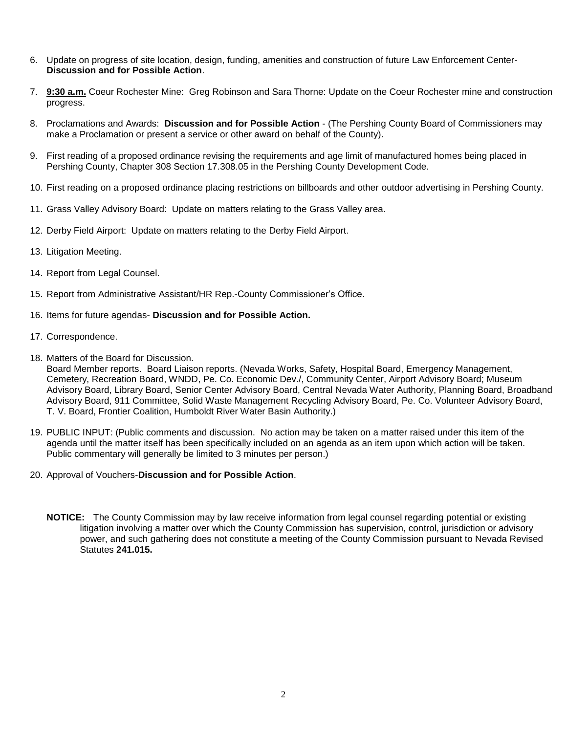6. Update on progress of site location, design, funding, amenities and construction of future Law Enforcement Center- **Discussion and for Possible Action**.

7. **9:30 a.m.** Coeur Rochester Mine: Greg Robinson and Sara Thorne: Update on the Coeur Rochester mine and construction progress.

8. Proclamations and Awards: **Discussion and for Possible Action** - (The Pershing County Board of Commissioners may make a Proclamation or present a service or other award on behalf of the County).

9. First reading of a proposed ordinance revising the requirements and age limit of manufactured homes being placed in Pershing County, Chapter 308 Section 17.308.05 in the Pershing County Development Code.

10. First reading on a proposed ordinance placing restrictions on billboards and other outdoor advertising in Pershing County.

11. Grass Valley Advisory Board: Update on matters relating to the Grass Valley area.

12. Derby Field Airport: Update on matters relating to the Derby Field Airport.

13. Litigation Meeting.

14. Report from Legal Counsel.

15. Report from Administrative Assistant/HR Rep.-County Commissioner's Office.

16. Items for future agendas- **Discussion and for Possible Action.**

17. Correspondence.

18. Matters of the Board for Discussion.
    Board Member reports. Board Liaison reports. (Nevada Works, Safety, Hospital Board, Emergency Management, Cemetery, Recreation Board, WNDD, Pe. Co. Economic Dev./, Community Center, Airport Advisory Board; Museum Advisory Board, Library Board, Senior Center Advisory Board, Central Nevada Water Authority, Planning Board, Broadband Advisory Board, 911 Committee, Solid Waste Management Recycling Advisory Board, Pe. Co. Volunteer Advisory Board, T. V. Board, Frontier Coalition, Humboldt River Water Basin Authority.)

19. PUBLIC INPUT: (Public comments and discussion. No action may be taken on a matter raised under this item of the agenda until the matter itself has been specifically included on an agenda as an item upon which action will be taken. Public commentary will generally be limited to 3 minutes per person.)

20. Approval of Vouchers-**Discussion and for Possible Action**.

**NOTICE:** The County Commission may by law receive information from legal counsel regarding potential or existing litigation involving a matter over which the County Commission has supervision, control, jurisdiction or advisory power, and such gathering does not constitute a meeting of the County Commission pursuant to Nevada Revised Statutes **241.015.**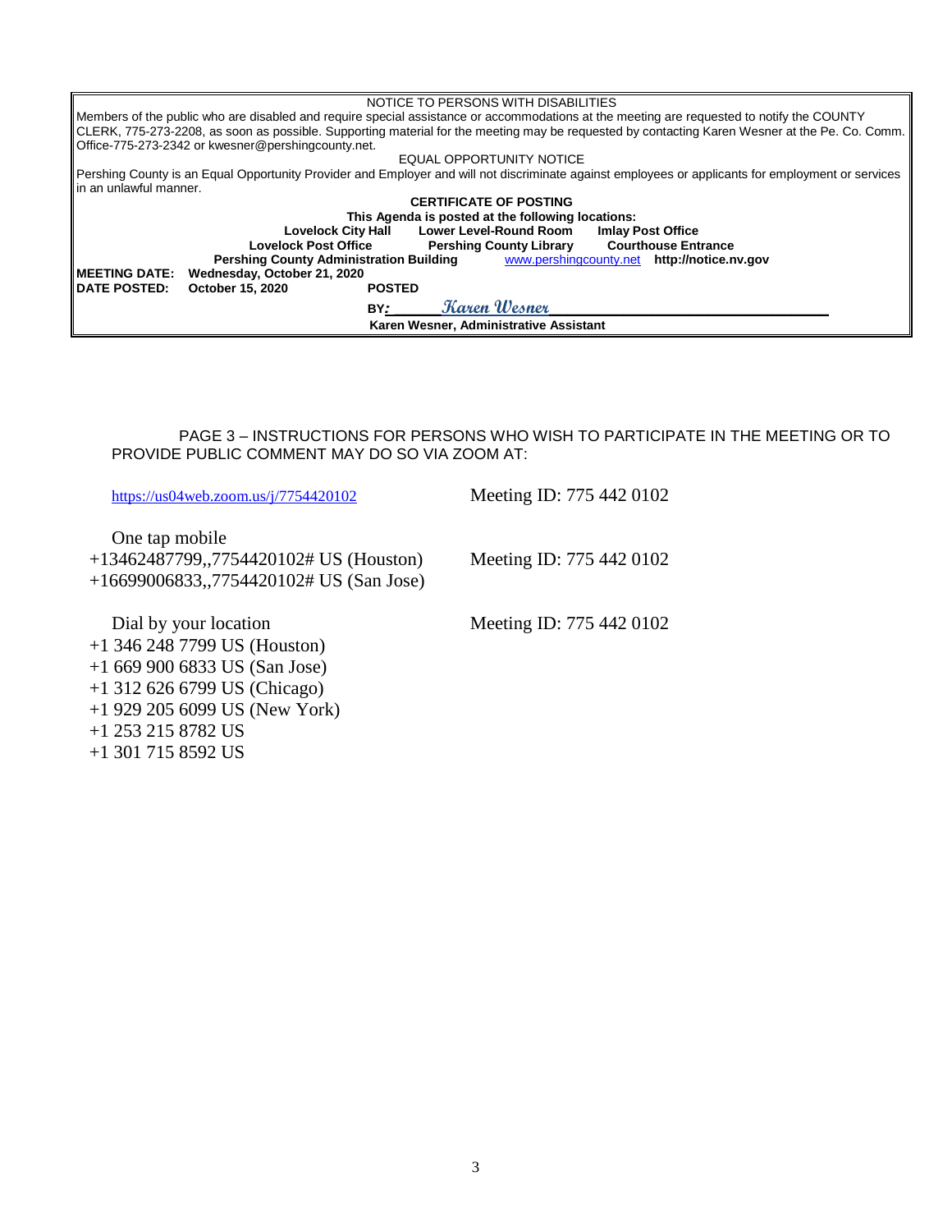NOTICE TO PERSONS WITH DISABILITIES

Members of the public who are disabled and require special assistance or accommodations at the meeting are requested to notify the COUNTY CLERK, 775-273-2208, as soon as possible. Supporting material for the meeting may be requested by contacting Karen Wesner at the Pe. Co. Comm. Office-775-273-2342 or kwesner@pershingcounty.net.

EQUAL OPPORTUNITY NOTICE

Pershing County is an Equal Opportunity Provider and Employer and will not discriminate against employees or applicants for employment or services in an unlawful manner.

**CERTIFICATE OF POSTING**

**This Agenda is posted at the following locations:**

**Lovelock City Hall   Lower Level-Round Room   Imlay Post Office**
**Lovelock Post Office   Pershing County Library   Courthouse Entrance**
**Pershing County Administration Building**   www.pershingcounty.net   **http://notice.nv.gov**

**MEETING DATE:** **Wednesday, October 21, 2020**
**DATE POSTED:** **October 15, 2020**   **POSTED**

**BY:** *Karen Wesner*
**Karen Wesner, Administrative Assistant**

PAGE 3 – INSTRUCTIONS FOR PERSONS WHO WISH TO PARTICIPATE IN THE MEETING OR TO PROVIDE PUBLIC COMMENT MAY DO SO VIA ZOOM AT:

https://us04web.zoom.us/j/7754420102   Meeting ID: 775 442 0102

One tap mobile
+13462487799,,7754420102# US (Houston)   Meeting ID: 775 442 0102
+16699006833,,7754420102# US (San Jose)

Dial by your location   Meeting ID: 775 442 0102
+1 346 248 7799 US (Houston)
+1 669 900 6833 US (San Jose)
+1 312 626 6799 US (Chicago)
+1 929 205 6099 US (New York)
+1 253 215 8782 US
+1 301 715 8592 US